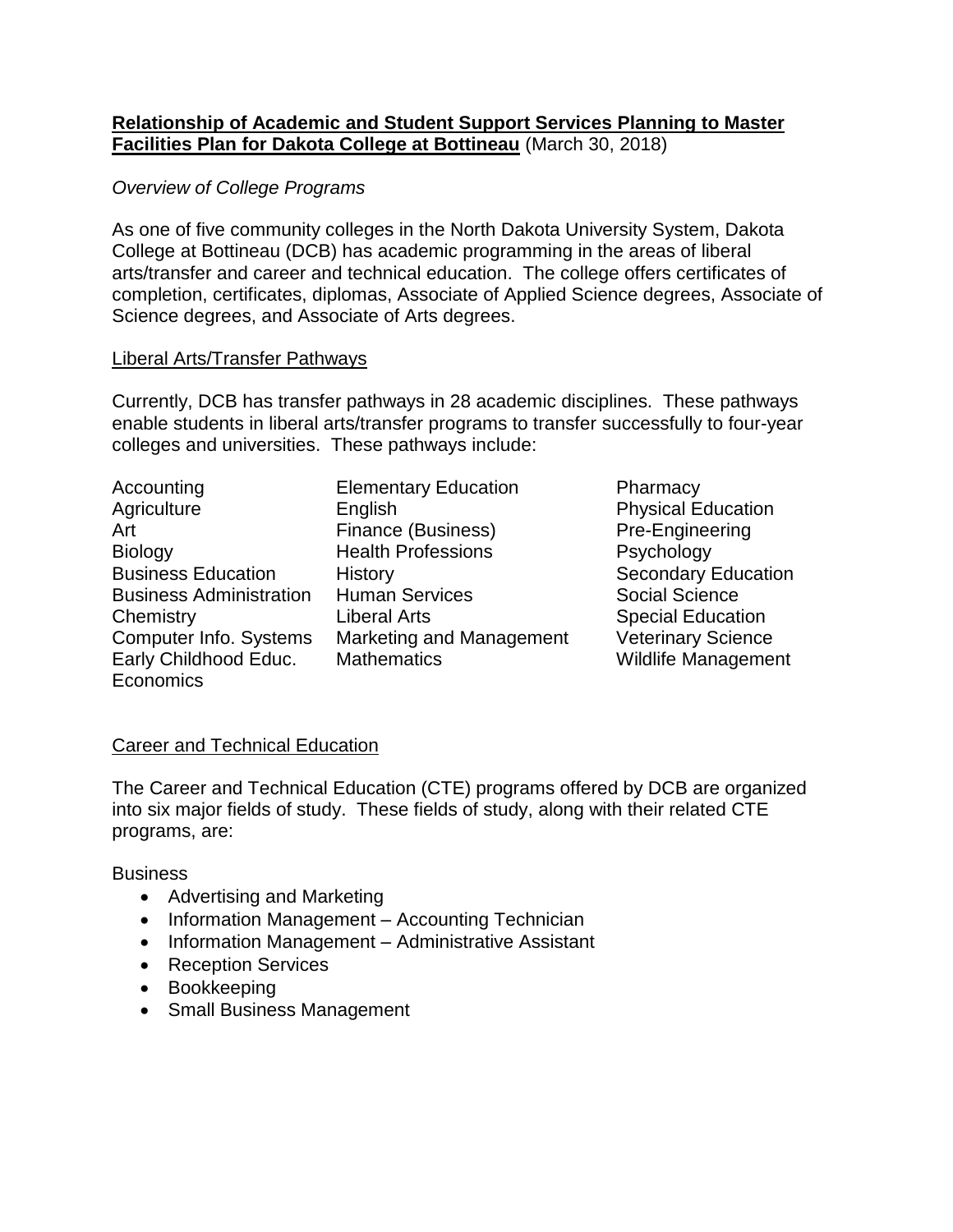**Relationship of Academic and Student Support Services Planning to Master Facilities Plan for Dakota College at Bottineau** (March 30, 2018)

*Overview of College Programs*

As one of five community colleges in the North Dakota University System, Dakota College at Bottineau (DCB) has academic programming in the areas of liberal arts/transfer and career and technical education. The college offers certificates of completion, certificates, diplomas, Associate of Applied Science degrees, Associate of Science degrees, and Associate of Arts degrees.

Liberal Arts/Transfer Pathways

Currently, DCB has transfer pathways in 28 academic disciplines. These pathways enable students in liberal arts/transfer programs to transfer successfully to four-year colleges and universities. These pathways include:

- Accounting
- Agriculture
- Art
- Biology
- Business Education
- Business Administration
- Chemistry
- Computer Info. Systems
- Early Childhood Educ.
- Economics
- Elementary Education
- English
- Finance (Business)
- Health Professions
- History
- Human Services
- Liberal Arts
- Marketing and Management
- Mathematics
- Pharmacy
- Physical Education
- Pre-Engineering
- Psychology
- Secondary Education
- Social Science
- Special Education
- Veterinary Science
- Wildlife Management

Career and Technical Education

The Career and Technical Education (CTE) programs offered by DCB are organized into six major fields of study. These fields of study, along with their related CTE programs, are:

Business

- Advertising and Marketing
- Information Management – Accounting Technician
- Information Management – Administrative Assistant
- Reception Services
- Bookkeeping
- Small Business Management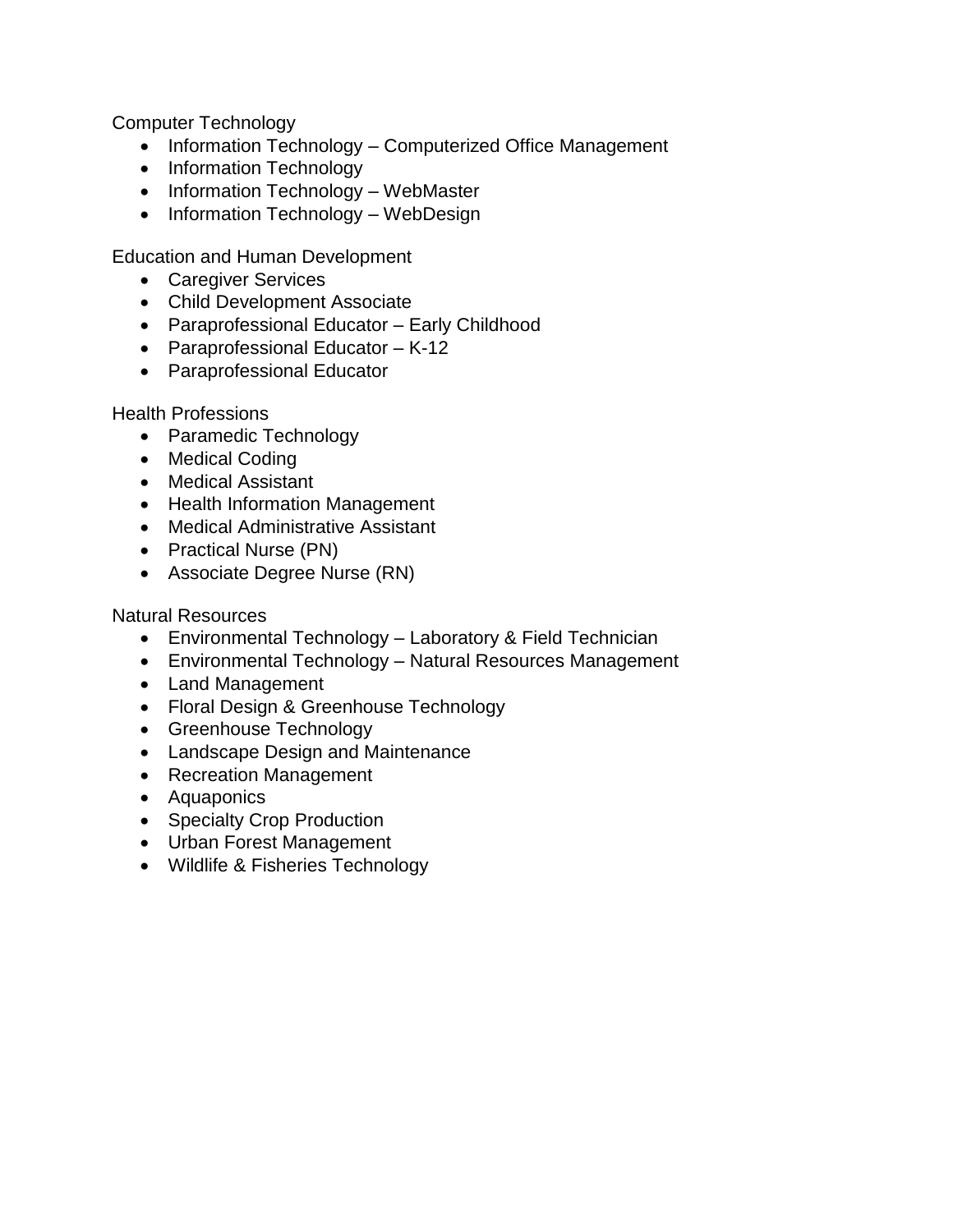Computer Technology

- Information Technology – Computerized Office Management
- Information Technology
- Information Technology – WebMaster
- Information Technology – WebDesign

Education and Human Development

- Caregiver Services
- Child Development Associate
- Paraprofessional Educator – Early Childhood
- Paraprofessional Educator – K-12
- Paraprofessional Educator

Health Professions

- Paramedic Technology
- Medical Coding
- Medical Assistant
- Health Information Management
- Medical Administrative Assistant
- Practical Nurse (PN)
- Associate Degree Nurse (RN)

Natural Resources

- Environmental Technology – Laboratory & Field Technician
- Environmental Technology – Natural Resources Management
- Land Management
- Floral Design & Greenhouse Technology
- Greenhouse Technology
- Landscape Design and Maintenance
- Recreation Management
- Aquaponics
- Specialty Crop Production
- Urban Forest Management
- Wildlife & Fisheries Technology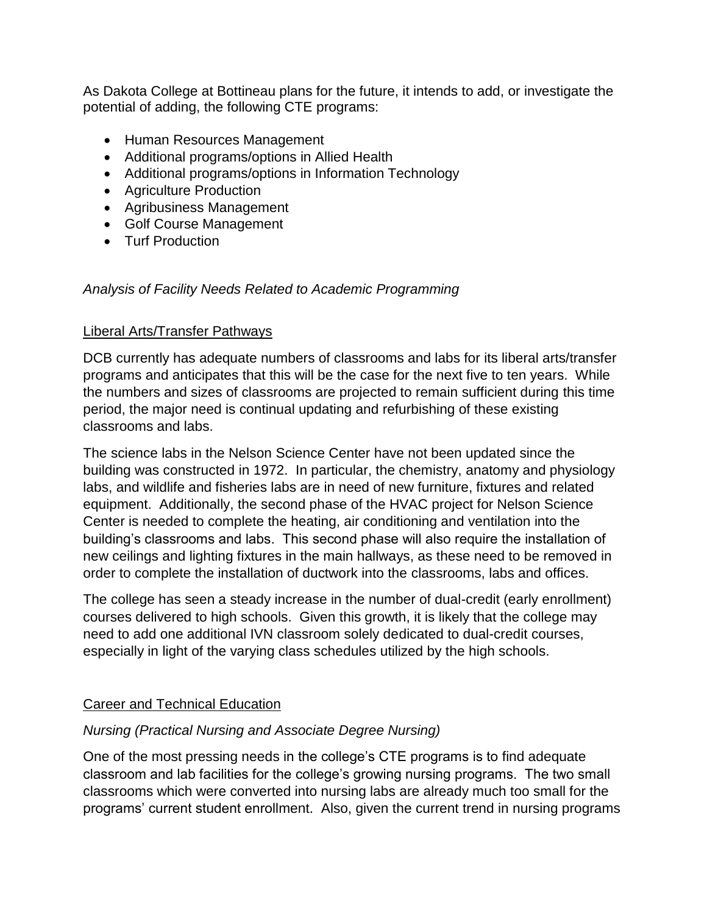As Dakota College at Bottineau plans for the future, it intends to add, or investigate the potential of adding, the following CTE programs:

- Human Resources Management
- Additional programs/options in Allied Health
- Additional programs/options in Information Technology
- Agriculture Production
- Agribusiness Management
- Golf Course Management
- Turf Production

*Analysis of Facility Needs Related to Academic Programming*

Liberal Arts/Transfer Pathways

DCB currently has adequate numbers of classrooms and labs for its liberal arts/transfer programs and anticipates that this will be the case for the next five to ten years. While the numbers and sizes of classrooms are projected to remain sufficient during this time period, the major need is continual updating and refurbishing of these existing classrooms and labs.

The science labs in the Nelson Science Center have not been updated since the building was constructed in 1972. In particular, the chemistry, anatomy and physiology labs, and wildlife and fisheries labs are in need of new furniture, fixtures and related equipment. Additionally, the second phase of the HVAC project for Nelson Science Center is needed to complete the heating, air conditioning and ventilation into the building's classrooms and labs. This second phase will also require the installation of new ceilings and lighting fixtures in the main hallways, as these need to be removed in order to complete the installation of ductwork into the classrooms, labs and offices.

The college has seen a steady increase in the number of dual-credit (early enrollment) courses delivered to high schools. Given this growth, it is likely that the college may need to add one additional IVN classroom solely dedicated to dual-credit courses, especially in light of the varying class schedules utilized by the high schools.

Career and Technical Education

*Nursing (Practical Nursing and Associate Degree Nursing)*

One of the most pressing needs in the college's CTE programs is to find adequate classroom and lab facilities for the college's growing nursing programs. The two small classrooms which were converted into nursing labs are already much too small for the programs' current student enrollment. Also, given the current trend in nursing programs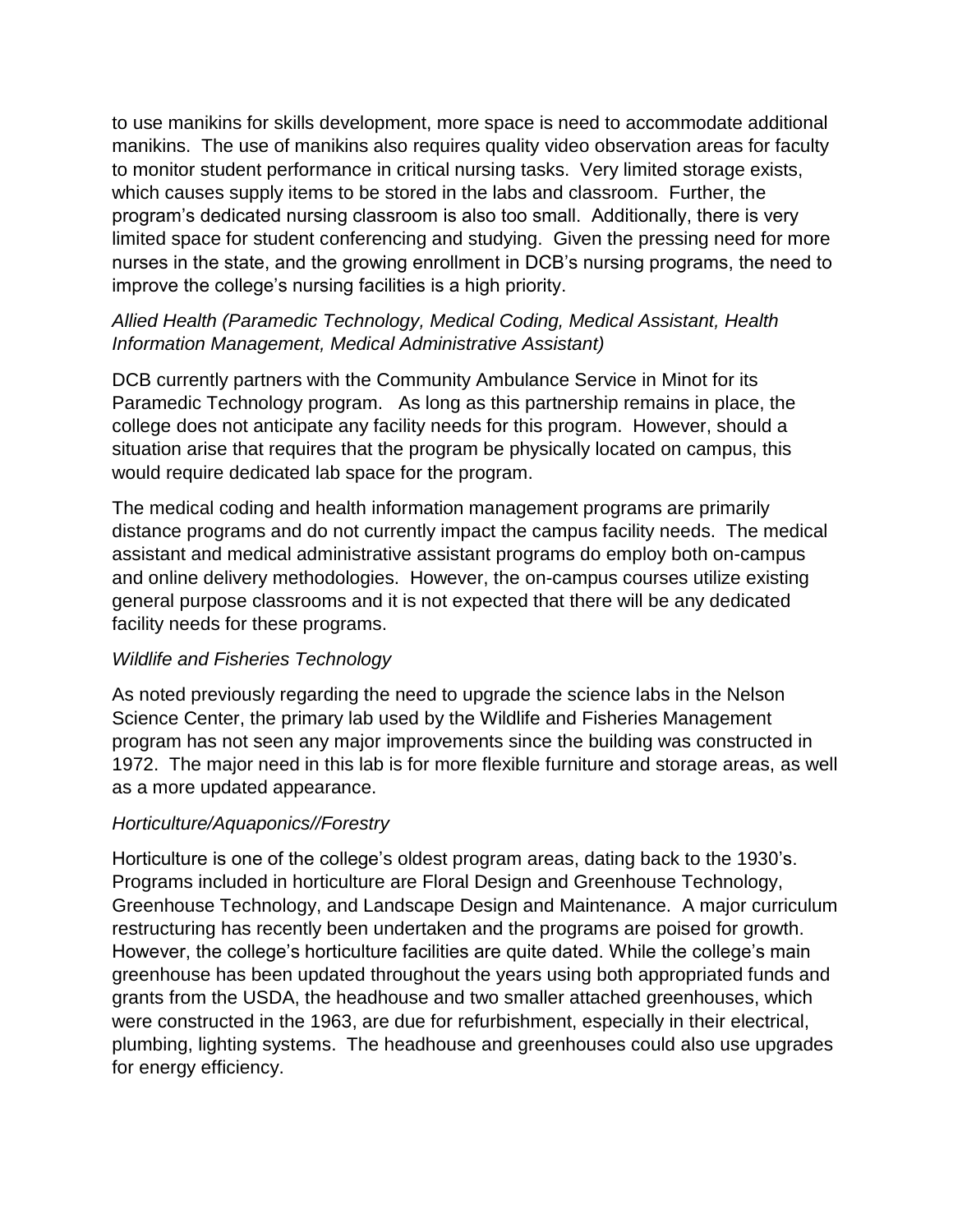to use manikins for skills development, more space is need to accommodate additional manikins. The use of manikins also requires quality video observation areas for faculty to monitor student performance in critical nursing tasks. Very limited storage exists, which causes supply items to be stored in the labs and classroom. Further, the program's dedicated nursing classroom is also too small. Additionally, there is very limited space for student conferencing and studying. Given the pressing need for more nurses in the state, and the growing enrollment in DCB's nursing programs, the need to improve the college's nursing facilities is a high priority.

*Allied Health (Paramedic Technology, Medical Coding, Medical Assistant, Health Information Management, Medical Administrative Assistant)*

DCB currently partners with the Community Ambulance Service in Minot for its Paramedic Technology program. As long as this partnership remains in place, the college does not anticipate any facility needs for this program. However, should a situation arise that requires that the program be physically located on campus, this would require dedicated lab space for the program.

The medical coding and health information management programs are primarily distance programs and do not currently impact the campus facility needs. The medical assistant and medical administrative assistant programs do employ both on-campus and online delivery methodologies. However, the on-campus courses utilize existing general purpose classrooms and it is not expected that there will be any dedicated facility needs for these programs.

*Wildlife and Fisheries Technology*

As noted previously regarding the need to upgrade the science labs in the Nelson Science Center, the primary lab used by the Wildlife and Fisheries Management program has not seen any major improvements since the building was constructed in 1972. The major need in this lab is for more flexible furniture and storage areas, as well as a more updated appearance.

*Horticulture/Aquaponics//Forestry*

Horticulture is one of the college's oldest program areas, dating back to the 1930's. Programs included in horticulture are Floral Design and Greenhouse Technology, Greenhouse Technology, and Landscape Design and Maintenance. A major curriculum restructuring has recently been undertaken and the programs are poised for growth. However, the college's horticulture facilities are quite dated. While the college's main greenhouse has been updated throughout the years using both appropriated funds and grants from the USDA, the headhouse and two smaller attached greenhouses, which were constructed in the 1963, are due for refurbishment, especially in their electrical, plumbing, lighting systems. The headhouse and greenhouses could also use upgrades for energy efficiency.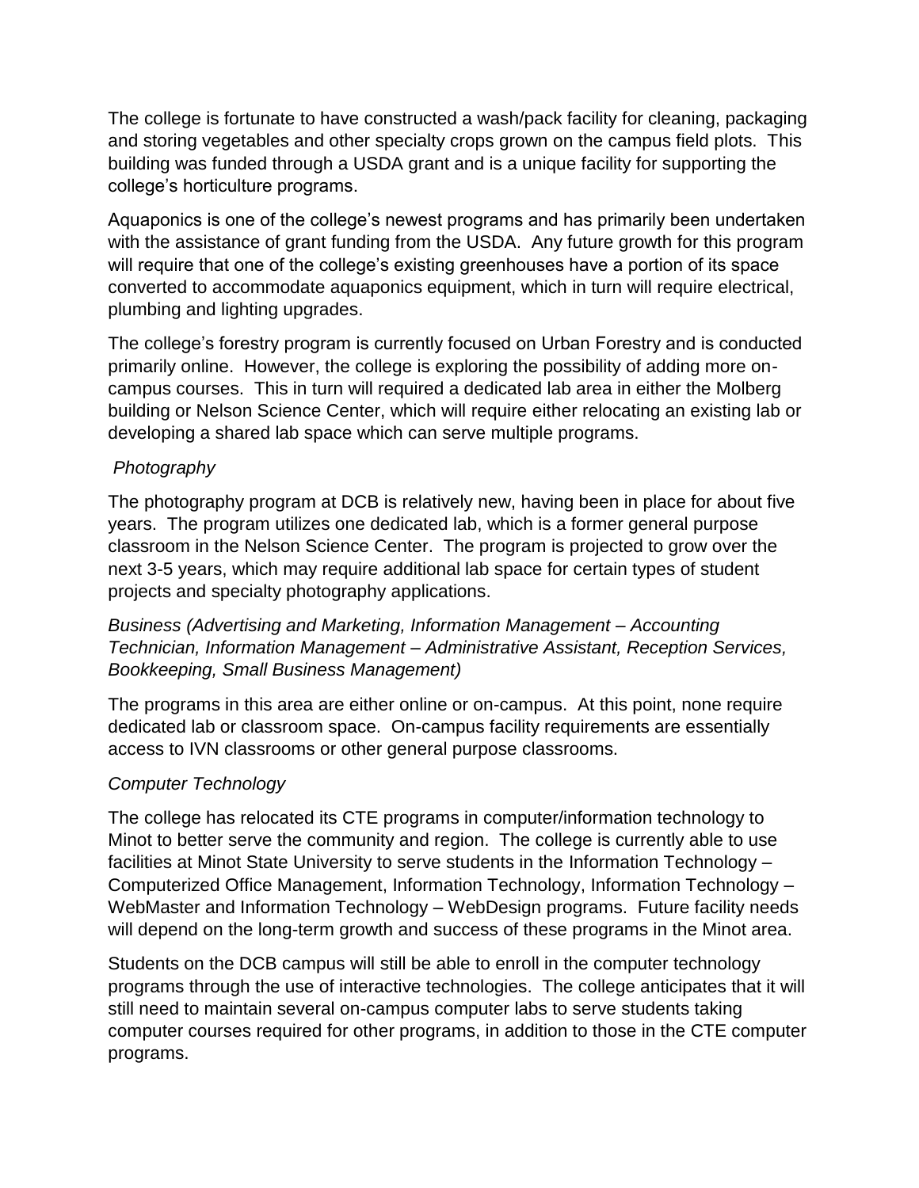The college is fortunate to have constructed a wash/pack facility for cleaning, packaging and storing vegetables and other specialty crops grown on the campus field plots. This building was funded through a USDA grant and is a unique facility for supporting the college's horticulture programs.

Aquaponics is one of the college's newest programs and has primarily been undertaken with the assistance of grant funding from the USDA. Any future growth for this program will require that one of the college's existing greenhouses have a portion of its space converted to accommodate aquaponics equipment, which in turn will require electrical, plumbing and lighting upgrades.

The college's forestry program is currently focused on Urban Forestry and is conducted primarily online. However, the college is exploring the possibility of adding more on-campus courses. This in turn will required a dedicated lab area in either the Molberg building or Nelson Science Center, which will require either relocating an existing lab or developing a shared lab space which can serve multiple programs.

*Photography*

The photography program at DCB is relatively new, having been in place for about five years. The program utilizes one dedicated lab, which is a former general purpose classroom in the Nelson Science Center. The program is projected to grow over the next 3-5 years, which may require additional lab space for certain types of student projects and specialty photography applications.

*Business (Advertising and Marketing, Information Management – Accounting Technician, Information Management – Administrative Assistant, Reception Services, Bookkeeping, Small Business Management)*

The programs in this area are either online or on-campus. At this point, none require dedicated lab or classroom space. On-campus facility requirements are essentially access to IVN classrooms or other general purpose classrooms.

*Computer Technology*

The college has relocated its CTE programs in computer/information technology to Minot to better serve the community and region. The college is currently able to use facilities at Minot State University to serve students in the Information Technology – Computerized Office Management, Information Technology, Information Technology – WebMaster and Information Technology – WebDesign programs. Future facility needs will depend on the long-term growth and success of these programs in the Minot area.

Students on the DCB campus will still be able to enroll in the computer technology programs through the use of interactive technologies. The college anticipates that it will still need to maintain several on-campus computer labs to serve students taking computer courses required for other programs, in addition to those in the CTE computer programs.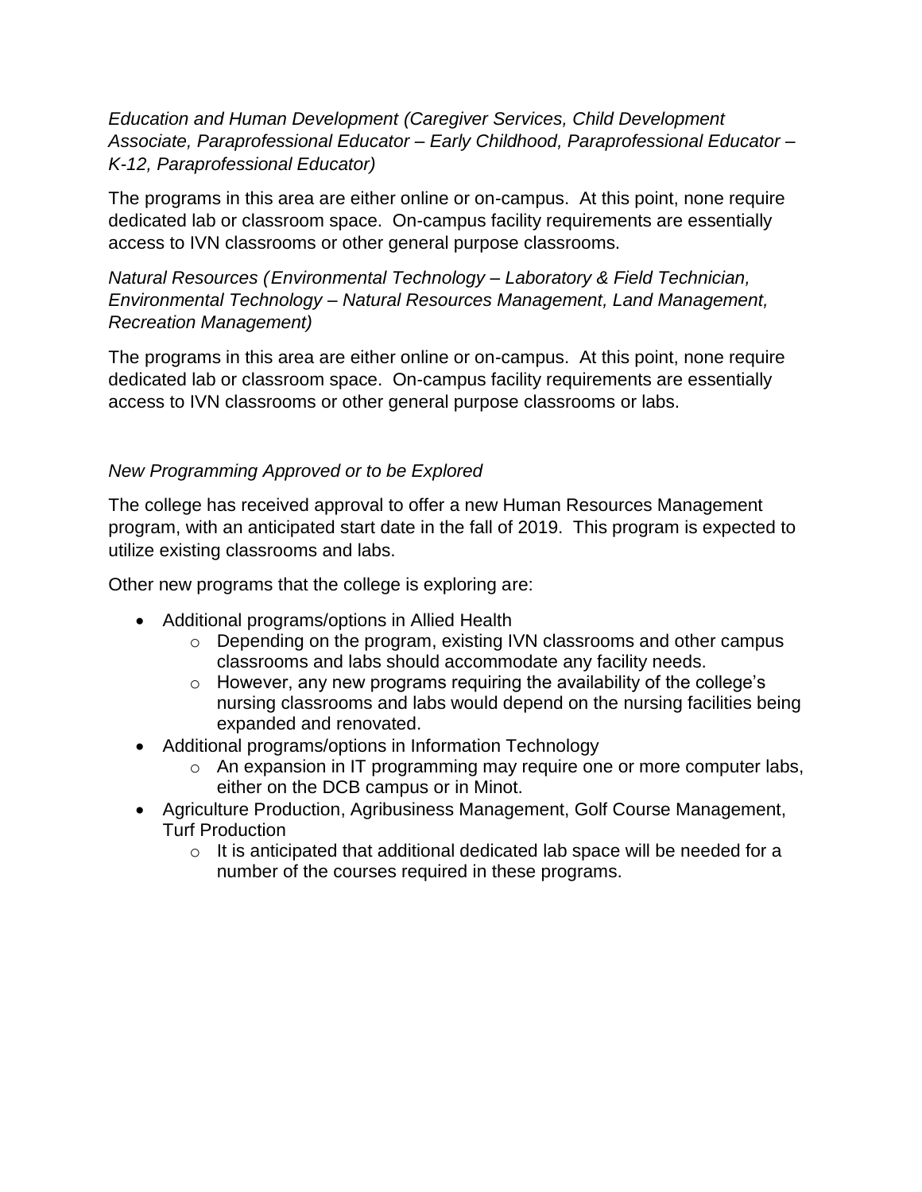*Education and Human Development (Caregiver Services, Child Development Associate, Paraprofessional Educator – Early Childhood, Paraprofessional Educator – K-12, Paraprofessional Educator)*

The programs in this area are either online or on-campus. At this point, none require dedicated lab or classroom space. On-campus facility requirements are essentially access to IVN classrooms or other general purpose classrooms.

*Natural Resources (Environmental Technology – Laboratory & Field Technician, Environmental Technology – Natural Resources Management, Land Management, Recreation Management)*

The programs in this area are either online or on-campus. At this point, none require dedicated lab or classroom space. On-campus facility requirements are essentially access to IVN classrooms or other general purpose classrooms or labs.

*New Programming Approved or to be Explored*

The college has received approval to offer a new Human Resources Management program, with an anticipated start date in the fall of 2019. This program is expected to utilize existing classrooms and labs.

Other new programs that the college is exploring are:

- Additional programs/options in Allied Health
    - Depending on the program, existing IVN classrooms and other campus classrooms and labs should accommodate any facility needs.
    - However, any new programs requiring the availability of the college's nursing classrooms and labs would depend on the nursing facilities being expanded and renovated.
- Additional programs/options in Information Technology
    - An expansion in IT programming may require one or more computer labs, either on the DCB campus or in Minot.
- Agriculture Production, Agribusiness Management, Golf Course Management, Turf Production
    - It is anticipated that additional dedicated lab space will be needed for a number of the courses required in these programs.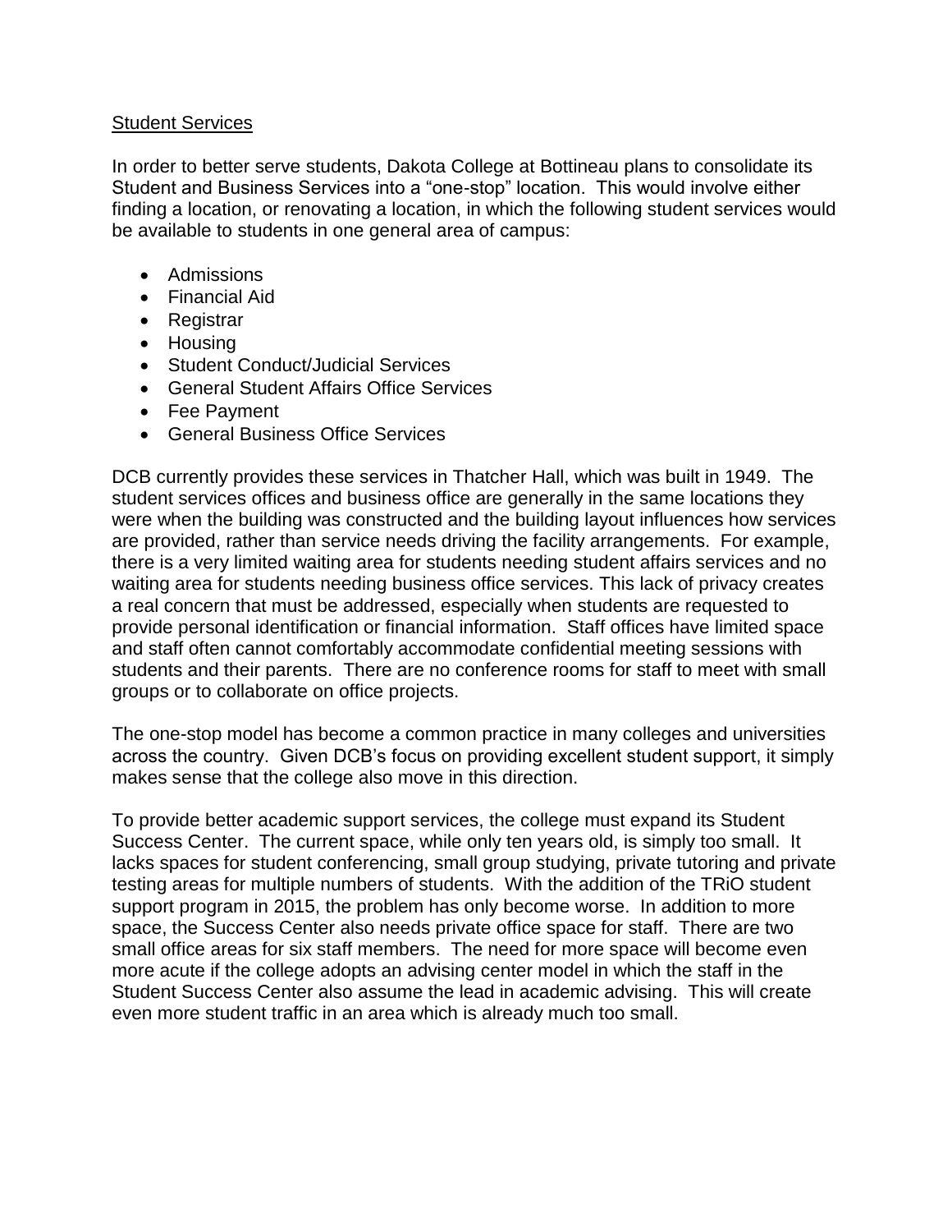## Student Services

In order to better serve students, Dakota College at Bottineau plans to consolidate its Student and Business Services into a "one-stop" location. This would involve either finding a location, or renovating a location, in which the following student services would be available to students in one general area of campus:

- Admissions
- Financial Aid
- Registrar
- Housing
- Student Conduct/Judicial Services
- General Student Affairs Office Services
- Fee Payment
- General Business Office Services

DCB currently provides these services in Thatcher Hall, which was built in 1949. The student services offices and business office are generally in the same locations they were when the building was constructed and the building layout influences how services are provided, rather than service needs driving the facility arrangements. For example, there is a very limited waiting area for students needing student affairs services and no waiting area for students needing business office services. This lack of privacy creates a real concern that must be addressed, especially when students are requested to provide personal identification or financial information. Staff offices have limited space and staff often cannot comfortably accommodate confidential meeting sessions with students and their parents. There are no conference rooms for staff to meet with small groups or to collaborate on office projects.

The one-stop model has become a common practice in many colleges and universities across the country. Given DCB's focus on providing excellent student support, it simply makes sense that the college also move in this direction.

To provide better academic support services, the college must expand its Student Success Center. The current space, while only ten years old, is simply too small. It lacks spaces for student conferencing, small group studying, private tutoring and private testing areas for multiple numbers of students. With the addition of the TRiO student support program in 2015, the problem has only become worse. In addition to more space, the Success Center also needs private office space for staff. There are two small office areas for six staff members. The need for more space will become even more acute if the college adopts an advising center model in which the staff in the Student Success Center also assume the lead in academic advising. This will create even more student traffic in an area which is already much too small.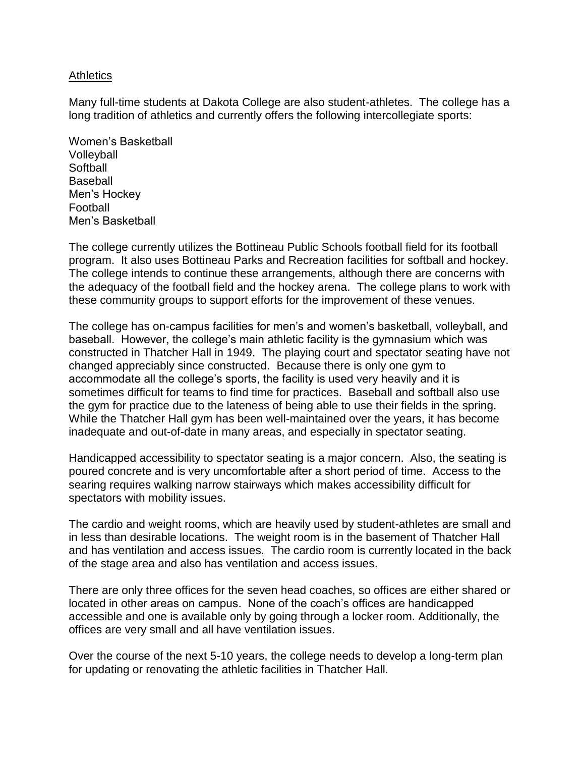## Athletics

Many full-time students at Dakota College are also student-athletes. The college has a long tradition of athletics and currently offers the following intercollegiate sports:

Women's Basketball  
Volleyball  
Softball  
Baseball  
Men's Hockey  
Football  
Men's Basketball

The college currently utilizes the Bottineau Public Schools football field for its football program. It also uses Bottineau Parks and Recreation facilities for softball and hockey. The college intends to continue these arrangements, although there are concerns with the adequacy of the football field and the hockey arena. The college plans to work with these community groups to support efforts for the improvement of these venues.

The college has on-campus facilities for men's and women's basketball, volleyball, and baseball. However, the college's main athletic facility is the gymnasium which was constructed in Thatcher Hall in 1949. The playing court and spectator seating have not changed appreciably since constructed. Because there is only one gym to accommodate all the college's sports, the facility is used very heavily and it is sometimes difficult for teams to find time for practices. Baseball and softball also use the gym for practice due to the lateness of being able to use their fields in the spring. While the Thatcher Hall gym has been well-maintained over the years, it has become inadequate and out-of-date in many areas, and especially in spectator seating.

Handicapped accessibility to spectator seating is a major concern. Also, the seating is poured concrete and is very uncomfortable after a short period of time. Access to the searing requires walking narrow stairways which makes accessibility difficult for spectators with mobility issues.

The cardio and weight rooms, which are heavily used by student-athletes are small and in less than desirable locations. The weight room is in the basement of Thatcher Hall and has ventilation and access issues. The cardio room is currently located in the back of the stage area and also has ventilation and access issues.

There are only three offices for the seven head coaches, so offices are either shared or located in other areas on campus. None of the coach's offices are handicapped accessible and one is available only by going through a locker room. Additionally, the offices are very small and all have ventilation issues.

Over the course of the next 5-10 years, the college needs to develop a long-term plan for updating or renovating the athletic facilities in Thatcher Hall.